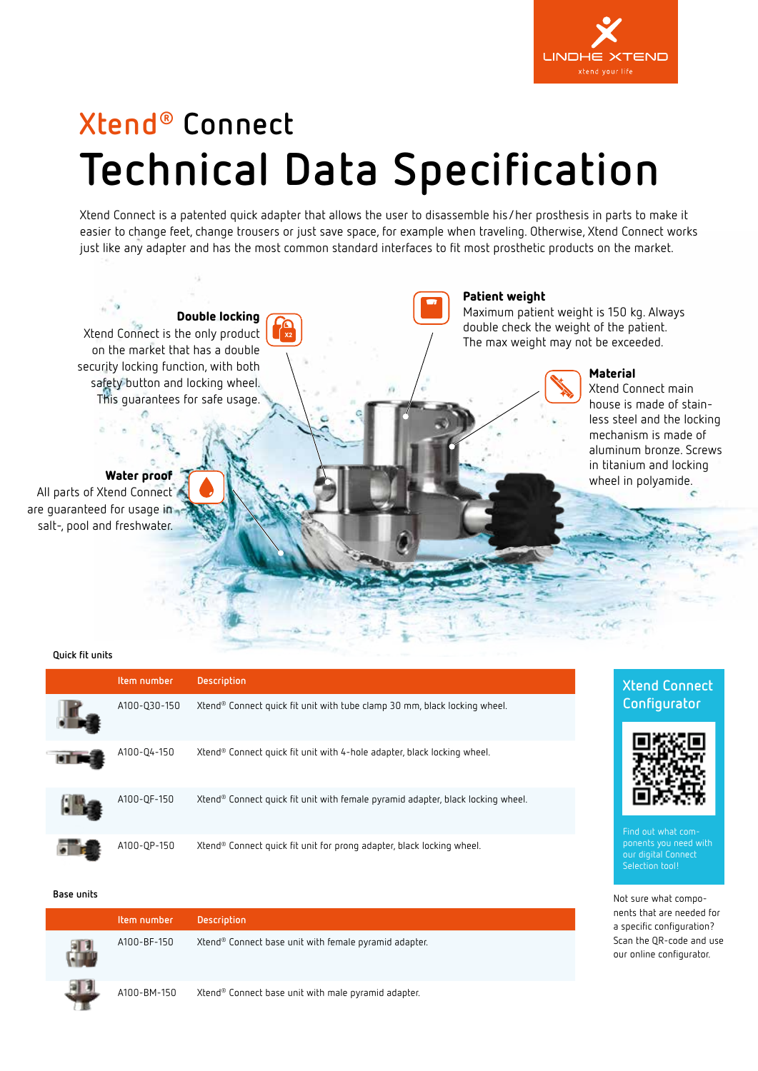LINDHE XTEND
xtend your life

# Xtend® Connect

# Technical Data Specification

Xtend Connect is a patented quick adapter that allows the user to disassemble his/her prosthesis in parts to make it easier to change feet, change trousers or just save space, for example when traveling. Otherwise, Xtend Connect works just like any adapter and has the most common standard interfaces to fit most prosthetic products on the market.

**Double locking**
Xtend Connect is the only product on the market that has a double security locking function, with both safety button and locking wheel. This guarantees for safe usage.

**Patient weight**
Maximum patient weight is 150 kg. Always double check the weight of the patient. The max weight may not be exceeded.

**Material**
Xtend Connect main house is made of stainless steel and the locking mechanism is made of aluminum bronze. Screws in titanium and locking wheel in polyamide.

**Water proof**
All parts of Xtend Connect are guaranteed for usage in salt-, pool and freshwater.

### Quick fit units

| Item number | Description |
|---|---|
| A100-Q30-150 | Xtend® Connect quick fit unit with tube clamp 30 mm, black locking wheel. |
| A100-Q4-150 | Xtend® Connect quick fit unit with 4-hole adapter, black locking wheel. |
| A100-QF-150 | Xtend® Connect quick fit unit with female pyramid adapter, black locking wheel. |
| A100-QP-150 | Xtend® Connect quick fit unit for prong adapter, black locking wheel. |

### Base units

| Item number | Description |
|---|---|
| A100-BF-150 | Xtend® Connect base unit with female pyramid adapter. |
| A100-BM-150 | Xtend® Connect base unit with male pyramid adapter. |

**Xtend Connect Configurator**

Find out what components you need with our digital Connect Selection tool!

Not sure what components that are needed for a specific configuration? Scan the QR-code and use our online configurator.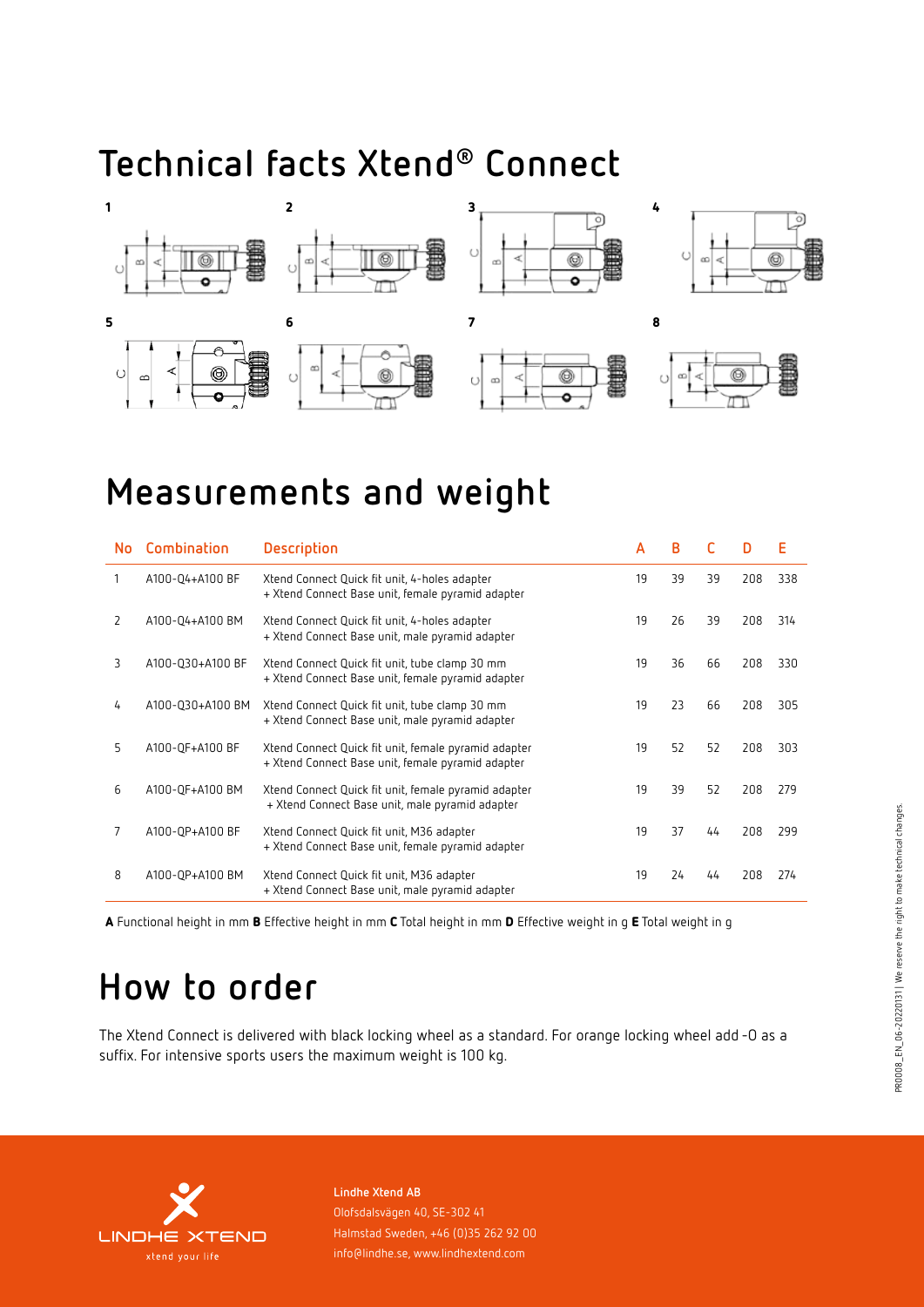# Technical facts Xtend® Connect

1 2 3 4

5 6 7 8

# Measurements and weight

| No | Combination | Description | A | B | C | D | E |
|---|---|---|---|---|---|---|---|
| 1 | A100-Q4+A100 BF | Xtend Connect Quick fit unit, 4-holes adapter + Xtend Connect Base unit, female pyramid adapter | 19 | 39 | 39 | 208 | 338 |
| 2 | A100-Q4+A100 BM | Xtend Connect Quick fit unit, 4-holes adapter + Xtend Connect Base unit, male pyramid adapter | 19 | 26 | 39 | 208 | 314 |
| 3 | A100-Q30+A100 BF | Xtend Connect Quick fit unit, tube clamp 30 mm + Xtend Connect Base unit, female pyramid adapter | 19 | 36 | 66 | 208 | 330 |
| 4 | A100-Q30+A100 BM | Xtend Connect Quick fit unit, tube clamp 30 mm + Xtend Connect Base unit, male pyramid adapter | 19 | 23 | 66 | 208 | 305 |
| 5 | A100-QF+A100 BF | Xtend Connect Quick fit unit, female pyramid adapter + Xtend Connect Base unit, female pyramid adapter | 19 | 52 | 52 | 208 | 303 |
| 6 | A100-QF+A100 BM | Xtend Connect Quick fit unit, female pyramid adapter + Xtend Connect Base unit, male pyramid adapter | 19 | 39 | 52 | 208 | 279 |
| 7 | A100-QP+A100 BF | Xtend Connect Quick fit unit, M36 adapter + Xtend Connect Base unit, female pyramid adapter | 19 | 37 | 44 | 208 | 299 |
| 8 | A100-QP+A100 BM | Xtend Connect Quick fit unit, M36 adapter + Xtend Connect Base unit, male pyramid adapter | 19 | 24 | 44 | 208 | 274 |

**A** Functional height in mm **B** Effective height in mm **C** Total height in mm **D** Effective weight in g **E** Total weight in g

# How to order

The Xtend Connect is delivered with black locking wheel as a standard. For orange locking wheel add -O as a suffix. For intensive sports users the maximum weight is 100 kg.

LINDHE XTEND
xtend your life

**Lindhe Xtend AB**
Olofsdalsvägen 40, SE-302 41
Halmstad Sweden, +46 (0)35 262 92 00
info@lindhe.se, www.lindhextend.com

PR0008_EN_06-20220131 | We reserve the right to make technical changes.